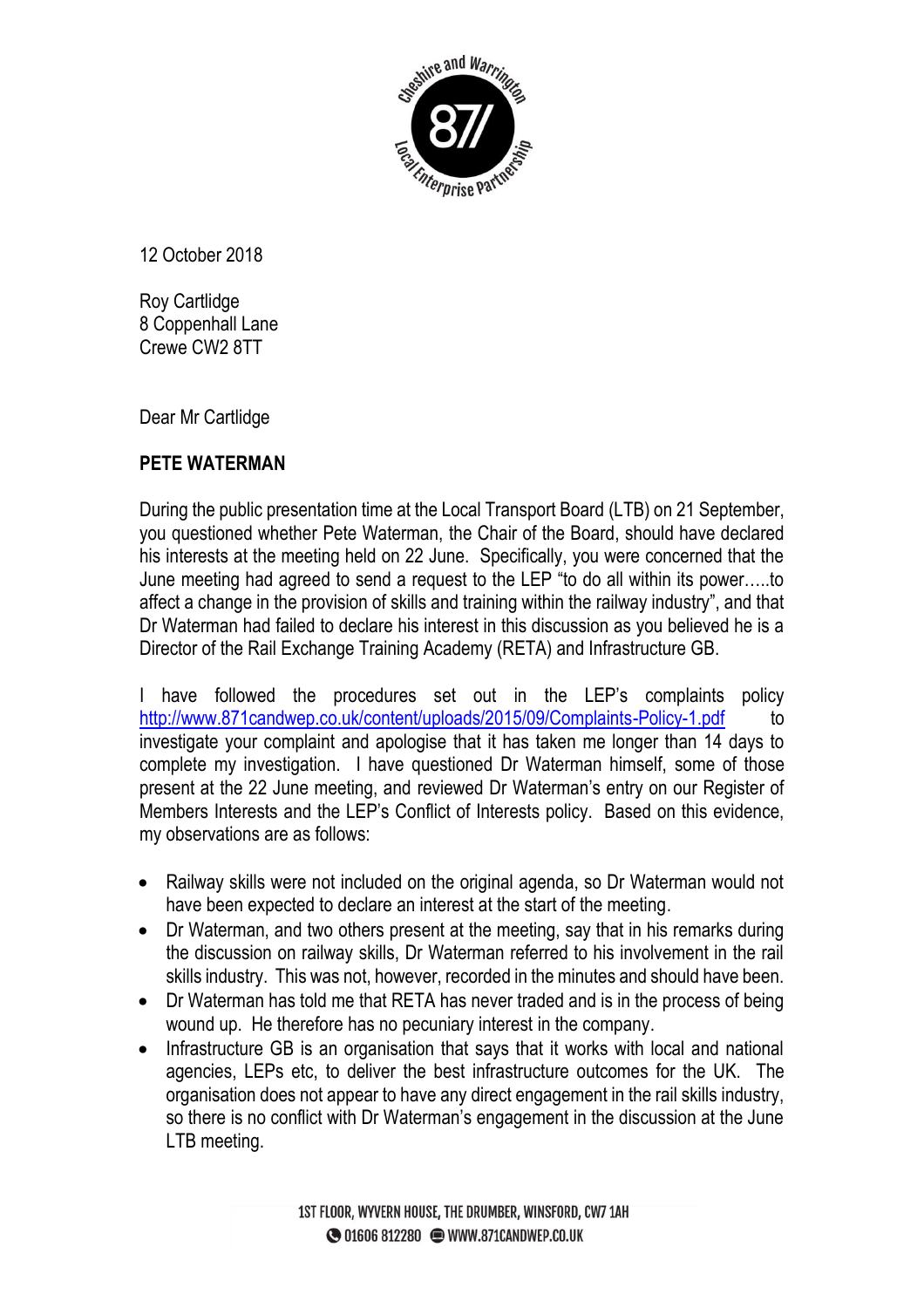12 October 2018

Roy Cartlidge
8 Coppenhall Lane
Crewe CW2 8TT

Dear Mr Cartlidge

**PETE WATERMAN**

During the public presentation time at the Local Transport Board (LTB) on 21 September, you questioned whether Pete Waterman, the Chair of the Board, should have declared his interests at the meeting held on 22 June. Specifically, you were concerned that the June meeting had agreed to send a request to the LEP "to do all within its power…..to affect a change in the provision of skills and training within the railway industry", and that Dr Waterman had failed to declare his interest in this discussion as you believed he is a Director of the Rail Exchange Training Academy (RETA) and Infrastructure GB.

I have followed the procedures set out in the LEP's complaints policy http://www.871candwep.co.uk/content/uploads/2015/09/Complaints-Policy-1.pdf to investigate your complaint and apologise that it has taken me longer than 14 days to complete my investigation. I have questioned Dr Waterman himself, some of those present at the 22 June meeting, and reviewed Dr Waterman's entry on our Register of Members Interests and the LEP's Conflict of Interests policy. Based on this evidence, my observations are as follows:

- Railway skills were not included on the original agenda, so Dr Waterman would not have been expected to declare an interest at the start of the meeting.
- Dr Waterman, and two others present at the meeting, say that in his remarks during the discussion on railway skills, Dr Waterman referred to his involvement in the rail skills industry. This was not, however, recorded in the minutes and should have been.
- Dr Waterman has told me that RETA has never traded and is in the process of being wound up. He therefore has no pecuniary interest in the company.
- Infrastructure GB is an organisation that says that it works with local and national agencies, LEPs etc, to deliver the best infrastructure outcomes for the UK. The organisation does not appear to have any direct engagement in the rail skills industry, so there is no conflict with Dr Waterman's engagement in the discussion at the June LTB meeting.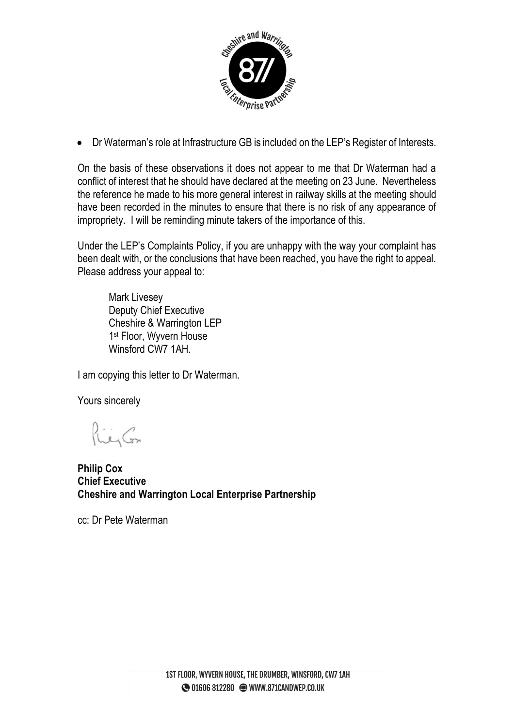- Dr Waterman's role at Infrastructure GB is included on the LEP's Register of Interests.

On the basis of these observations it does not appear to me that Dr Waterman had a conflict of interest that he should have declared at the meeting on 23 June. Nevertheless the reference he made to his more general interest in railway skills at the meeting should have been recorded in the minutes to ensure that there is no risk of any appearance of impropriety. I will be reminding minute takers of the importance of this.

Under the LEP's Complaints Policy, if you are unhappy with the way your complaint has been dealt with, or the conclusions that have been reached, you have the right to appeal. Please address your appeal to:

Mark Livesey
Deputy Chief Executive
Cheshire & Warrington LEP
1st Floor, Wyvern House
Winsford CW7 1AH.

I am copying this letter to Dr Waterman.

Yours sincerely

**Philip Cox**
**Chief Executive**
**Cheshire and Warrington Local Enterprise Partnership**

cc: Dr Pete Waterman